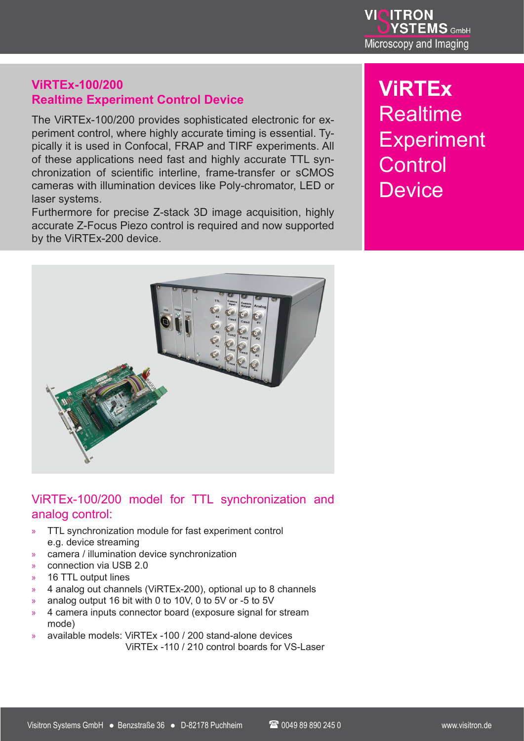# ViRTEx Realtime Experiment Control Device

## ViRTEx-100/200
## Realtime Experiment Control Device

The ViRTEx-100/200 provides sophisticated electronic for experiment control, where highly accurate timing is essential. Typically it is used in Confocal, FRAP and TIRF experiments. All of these applications need fast and highly accurate TTL synchronization of scientific interline, frame-transfer or sCMOS cameras with illumination devices like Poly-chromator, LED or laser systems.
Furthermore for precise Z-stack 3D image acquisition, highly accurate Z-Focus Piezo control is required and now supported by the ViRTEx-200 device.

### ViRTEx-100/200 model for TTL synchronization and analog control:

- TTL synchronization module for fast experiment control e.g. device streaming
- camera / illumination device synchronization
- connection via USB 2.0
- 16 TTL output lines
- 4 analog out channels (ViRTEx-200), optional up to 8 channels
- analog output 16 bit with 0 to 10V, 0 to 5V or -5 to 5V
- 4 camera inputs connector board (exposure signal for stream mode)
- available models: ViRTEx -100 / 200 stand-alone devices
  ViRTEx -110 / 210 control boards for VS-Laser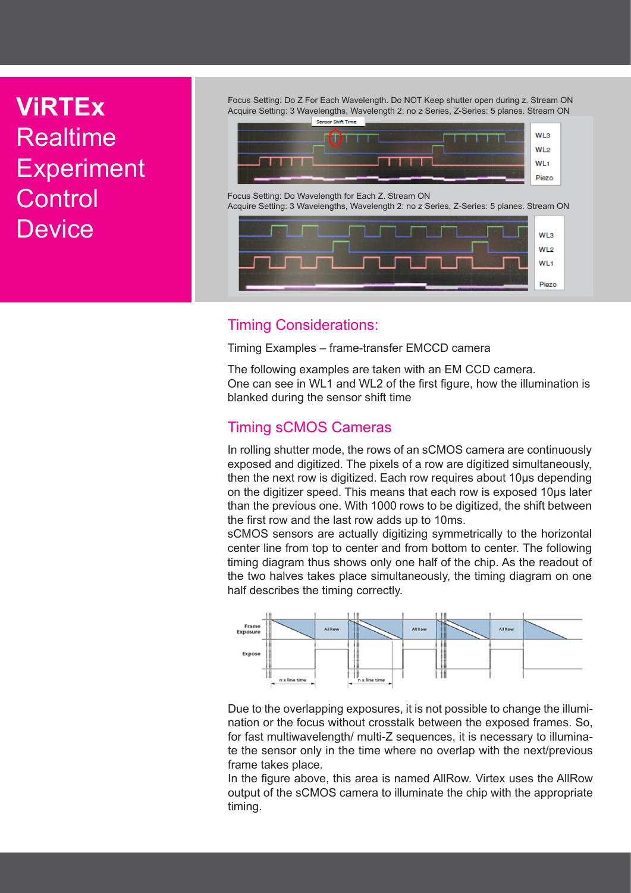**ViRTEx**
Realtime
Experiment
Control
Device

Focus Setting: Do Z For Each Wavelength. Do NOT Keep shutter open during z. Stream ON
Acquire Setting: 3 Wavelengths, Wavelength 2: no z Series, Z-Series: 5 planes. Stream ON

Sensor Shift Time

WL3
WL2
WL1
Piezo

Focus Setting: Do Wavelength for Each Z. Stream ON
Acquire Setting: 3 Wavelengths, Wavelength 2: no z Series, Z-Series: 5 planes. Stream ON

WL3
WL2
WL1
Piezo

## Timing Considerations:

Timing Examples – frame-transfer EMCCD camera

The following examples are taken with an EM CCD camera.
One can see in WL1 and WL2 of the first figure, how the illumination is blanked during the sensor shift time

## Timing sCMOS Cameras

In rolling shutter mode, the rows of an sCMOS camera are continuously exposed and digitized. The pixels of a row are digitized simultaneously, then the next row is digitized. Each row requires about 10µs depending on the digitizer speed. This means that each row is exposed 10µs later than the previous one. With 1000 rows to be digitized, the shift between the first row and the last row adds up to 10ms.
sCMOS sensors are actually digitizing symmetrically to the horizontal center line from top to center and from bottom to center. The following timing diagram thus shows only one half of the chip. As the readout of the two halves takes place simultaneously, the timing diagram on one half describes the timing correctly.

Frame Exposure
Expose
All Row
All Row
All Row
n x line time
n x line time

Due to the overlapping exposures, it is not possible to change the illumination or the focus without crosstalk between the exposed frames. So, for fast multiwavelength/ multi-Z sequences, it is necessary to illuminate the sensor only in the time where no overlap with the next/previous frame takes place.
In the figure above, this area is named AllRow. Virtex uses the AllRow output of the sCMOS camera to illuminate the chip with the appropriate timing.